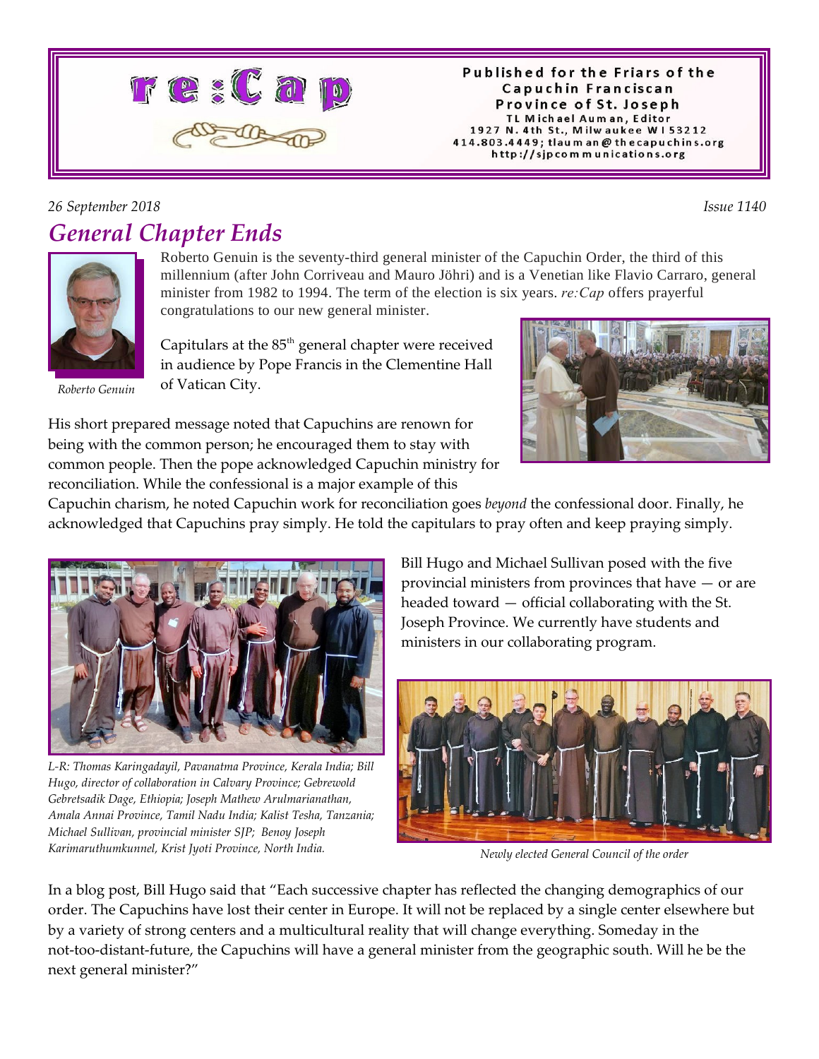# re:Cap

Published for the Friars of the Capuchin Franciscan Province of St. Joseph
TL Michael Auman, Editor
1927 N. 4th St., Milwaukee WI 53212
414.803.4449; tlauman@thecapuchins.org
http://sjpcommunications.org

*26 September 2018* *Issue 1140*

## General Chapter Ends

*Roberto Genuin*

Roberto Genuin is the seventy-third general minister of the Capuchin Order, the third of this millennium (after John Corriveau and Mauro Jöhri) and is a Venetian like Flavio Carraro, general minister from 1982 to 1994. The term of the election is six years. *re:Cap* offers prayerful congratulations to our new general minister.

Capitulars at the 85th general chapter were received in audience by Pope Francis in the Clementine Hall of Vatican City.

His short prepared message noted that Capuchins are renown for being with the common person; he encouraged them to stay with common people. Then the pope acknowledged Capuchin ministry for reconciliation. While the confessional is a major example of this Capuchin charism, he noted Capuchin work for reconciliation goes *beyond* the confessional door. Finally, he acknowledged that Capuchins pray simply. He told the capitulars to pray often and keep praying simply.

*L-R: Thomas Karingadayil, Pavanatma Province, Kerala India; Bill Hugo, director of collaboration in Calvary Province; Gebrewold Gebretsadik Dage, Ethiopia; Joseph Mathew Arulmarianathan, Amala Annai Province, Tamil Nadu India; Kalist Tesha, Tanzania; Michael Sullivan, provincial minister SJP; Benoy Joseph Karimaruthumkunnel, Krist Jyoti Province, North India.*

Bill Hugo and Michael Sullivan posed with the five provincial ministers from provinces that have — or are headed toward — official collaborating with the St. Joseph Province. We currently have students and ministers in our collaborating program.

*Newly elected General Council of the order*

In a blog post, Bill Hugo said that "Each successive chapter has reflected the changing demographics of our order. The Capuchins have lost their center in Europe. It will not be replaced by a single center elsewhere but by a variety of strong centers and a multicultural reality that will change everything. Someday in the not-too-distant-future, the Capuchins will have a general minister from the geographic south. Will he be the next general minister?"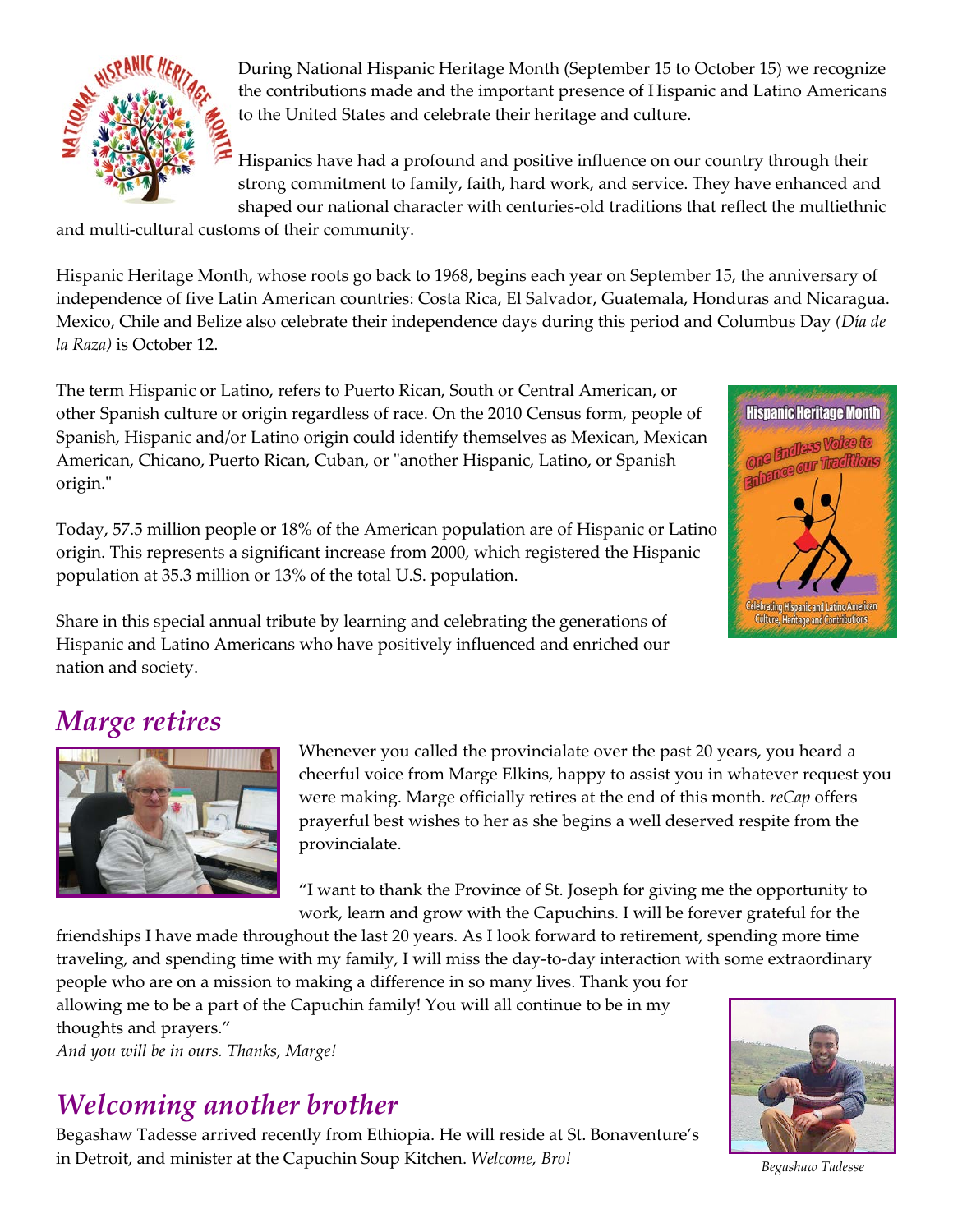During National Hispanic Heritage Month (September 15 to October 15) we recognize the contributions made and the important presence of Hispanic and Latino Americans to the United States and celebrate their heritage and culture.

Hispanics have had a profound and positive influence on our country through their strong commitment to family, faith, hard work, and service. They have enhanced and shaped our national character with centuries-old traditions that reflect the multiethnic and multi-cultural customs of their community.

Hispanic Heritage Month, whose roots go back to 1968, begins each year on September 15, the anniversary of independence of five Latin American countries: Costa Rica, El Salvador, Guatemala, Honduras and Nicaragua. Mexico, Chile and Belize also celebrate their independence days during this period and Columbus Day *(Día de la Raza)* is October 12.

The term Hispanic or Latino, refers to Puerto Rican, South or Central American, or other Spanish culture or origin regardless of race. On the 2010 Census form, people of Spanish, Hispanic and/or Latino origin could identify themselves as Mexican, Mexican American, Chicano, Puerto Rican, Cuban, or "another Hispanic, Latino, or Spanish origin."

Today, 57.5 million people or 18% of the American population are of Hispanic or Latino origin. This represents a significant increase from 2000, which registered the Hispanic population at 35.3 million or 13% of the total U.S. population.

Share in this special annual tribute by learning and celebrating the generations of Hispanic and Latino Americans who have positively influenced and enriched our nation and society.

## *Marge retires*

Whenever you called the provincialate over the past 20 years, you heard a cheerful voice from Marge Elkins, happy to assist you in whatever request you were making. Marge officially retires at the end of this month. *reCap* offers prayerful best wishes to her as she begins a well deserved respite from the provincialate.

"I want to thank the Province of St. Joseph for giving me the opportunity to work, learn and grow with the Capuchins. I will be forever grateful for the friendships I have made throughout the last 20 years. As I look forward to retirement, spending more time traveling, and spending time with my family, I will miss the day-to-day interaction with some extraordinary people who are on a mission to making a difference in so many lives. Thank you for allowing me to be a part of the Capuchin family! You will all continue to be in my thoughts and prayers."

*And you will be in ours. Thanks, Marge!*

## *Welcoming another brother*

Begashaw Tadesse arrived recently from Ethiopia. He will reside at St. Bonaventure's in Detroit, and minister at the Capuchin Soup Kitchen. *Welcome, Bro!*

*Begashaw Tadesse*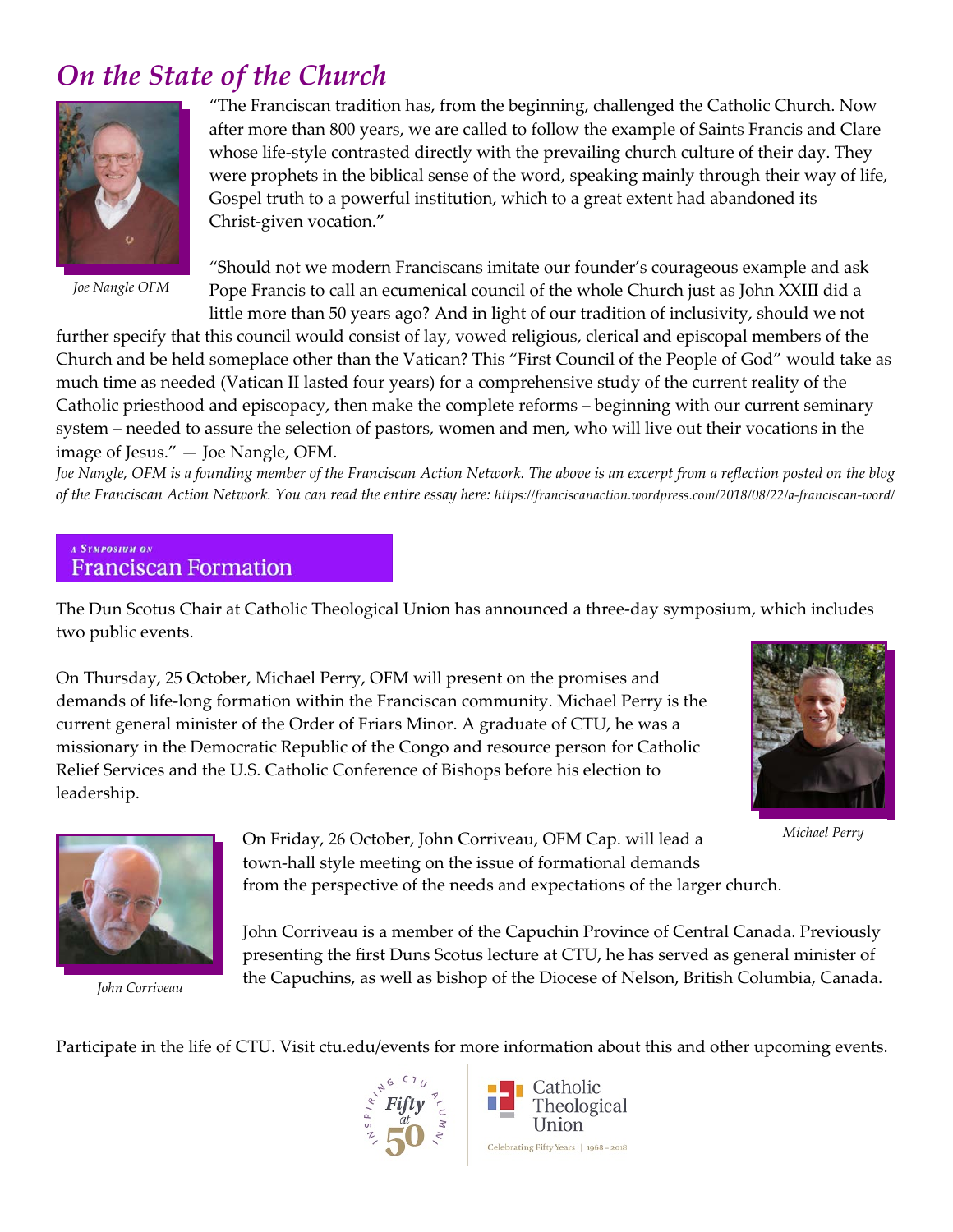# *On the State of the Church*

*Joe Nangle OFM*

"The Franciscan tradition has, from the beginning, challenged the Catholic Church. Now after more than 800 years, we are called to follow the example of Saints Francis and Clare whose life-style contrasted directly with the prevailing church culture of their day. They were prophets in the biblical sense of the word, speaking mainly through their way of life, Gospel truth to a powerful institution, which to a great extent had abandoned its Christ-given vocation."

"Should not we modern Franciscans imitate our founder's courageous example and ask Pope Francis to call an ecumenical council of the whole Church just as John XXIII did a little more than 50 years ago? And in light of our tradition of inclusivity, should we not further specify that this council would consist of lay, vowed religious, clerical and episcopal members of the Church and be held someplace other than the Vatican? This "First Council of the People of God" would take as much time as needed (Vatican II lasted four years) for a comprehensive study of the current reality of the Catholic priesthood and episcopacy, then make the complete reforms – beginning with our current seminary system – needed to assure the selection of pastors, women and men, who will live out their vocations in the image of Jesus." — Joe Nangle, OFM.

*Joe Nangle, OFM is a founding member of the Franciscan Action Network. The above is an excerpt from a reflection posted on the blog of the Franciscan Action Network. You can read the entire essay here:* https://franciscanaction.wordpress.com/2018/08/22/a-franciscan-word/

## A Symposium on Franciscan Formation

The Dun Scotus Chair at Catholic Theological Union has announced a three-day symposium, which includes two public events.

On Thursday, 25 October, Michael Perry, OFM will present on the promises and demands of life-long formation within the Franciscan community. Michael Perry is the current general minister of the Order of Friars Minor. A graduate of CTU, he was a missionary in the Democratic Republic of the Congo and resource person for Catholic Relief Services and the U.S. Catholic Conference of Bishops before his election to leadership.

*Michael Perry*

On Friday, 26 October, John Corriveau, OFM Cap. will lead a town-hall style meeting on the issue of formational demands from the perspective of the needs and expectations of the larger church.

John Corriveau is a member of the Capuchin Province of Central Canada. Previously presenting the first Duns Scotus lecture at CTU, he has served as general minister of the Capuchins, as well as bishop of the Diocese of Nelson, British Columbia, Canada.

*John Corriveau*

Participate in the life of CTU. Visit ctu.edu/events for more information about this and other upcoming events.

Inspiring CTU Alumni — Fifty at 50

Catholic Theological Union — Celebrating Fifty Years | 1968 - 2018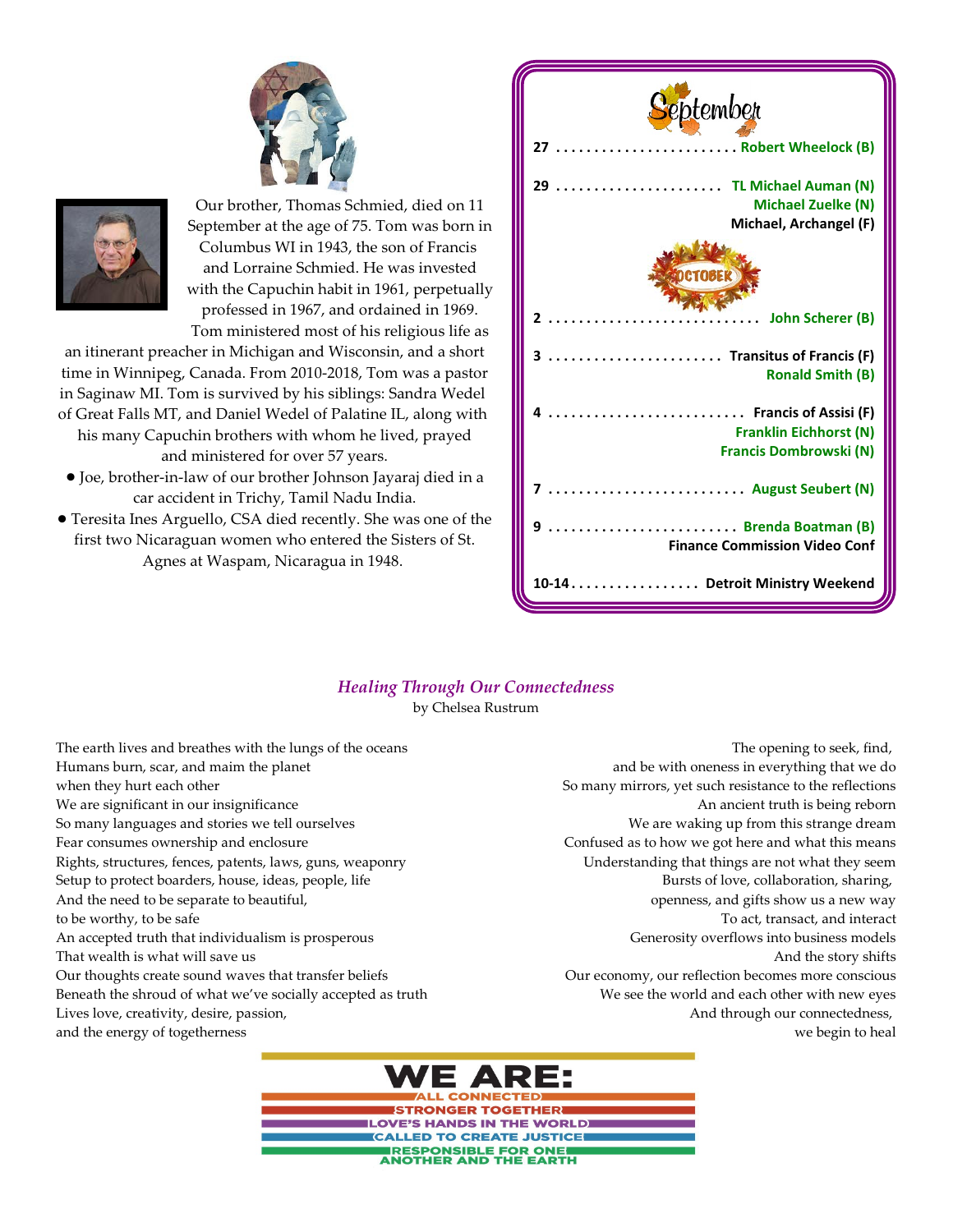Our brother, Thomas Schmied, died on 11 September at the age of 75. Tom was born in Columbus WI in 1943, the son of Francis and Lorraine Schmied. He was invested with the Capuchin habit in 1961, perpetually professed in 1967, and ordained in 1969. Tom ministered most of his religious life as an itinerant preacher in Michigan and Wisconsin, and a short time in Winnipeg, Canada. From 2010-2018, Tom was a pastor in Saginaw MI. Tom is survived by his siblings: Sandra Wedel of Great Falls MT, and Daniel Wedel of Palatine IL, along with his many Capuchin brothers with whom he lived, prayed and ministered for over 57 years.

- Joe, brother-in-law of our brother Johnson Jayaraj died in a car accident in Trichy, Tamil Nadu India.
- Teresita Ines Arguello, CSA died recently. She was one of the first two Nicaraguan women who entered the Sisters of St. Agnes at Waspam, Nicaragua in 1948.

## September

**27** ........................ **Robert Wheelock (B)**

**29** ...................... **TL Michael Auman (N)**
**Michael Zuelke (N)**
**Michael, Archangel (F)**

## October

**2** ............................ **John Scherer (B)**

**3** ....................... **Transitus of Francis (F)**
**Ronald Smith (B)**

**4** .......................... **Francis of Assisi (F)**
**Franklin Eichhorst (N)**
**Francis Dombrowski (N)**

**7** .......................... **August Seubert (N)**

**9** ......................... **Brenda Boatman (B)**
**Finance Commission Video Conf**

**10-14** ................. **Detroit Ministry Weekend**

### *Healing Through Our Connectedness*

by Chelsea Rustrum

The earth lives and breathes with the lungs of the oceans
Humans burn, scar, and maim the planet
when they hurt each other
We are significant in our insignificance
So many languages and stories we tell ourselves
Fear consumes ownership and enclosure
Rights, structures, fences, patents, laws, guns, weaponry
Setup to protect boarders, house, ideas, people, life
And the need to be separate to beautiful,
to be worthy, to be safe
An accepted truth that individualism is prosperous
That wealth is what will save us
Our thoughts create sound waves that transfer beliefs
Beneath the shroud of what we've socially accepted as truth
Lives love, creativity, desire, passion,
and the energy of togetherness

The opening to seek, find,
and be with oneness in everything that we do
So many mirrors, yet such resistance to the reflections
An ancient truth is being reborn
We are waking up from this strange dream
Confused as to how we got here and what this means
Understanding that things are not what they seem
Bursts of love, collaboration, sharing,
openness, and gifts show us a new way
To act, transact, and interact
Generosity overflows into business models
And the story shifts
Our economy, our reflection becomes more conscious
We see the world and each other with new eyes
And through our connectedness,
we begin to heal

**WE ARE:**
ALL CONNECTED
STRONGER TOGETHER
LOVE'S HANDS IN THE WORLD
CALLED TO CREATE JUSTICE
RESPONSIBLE FOR ONE ANOTHER AND THE EARTH